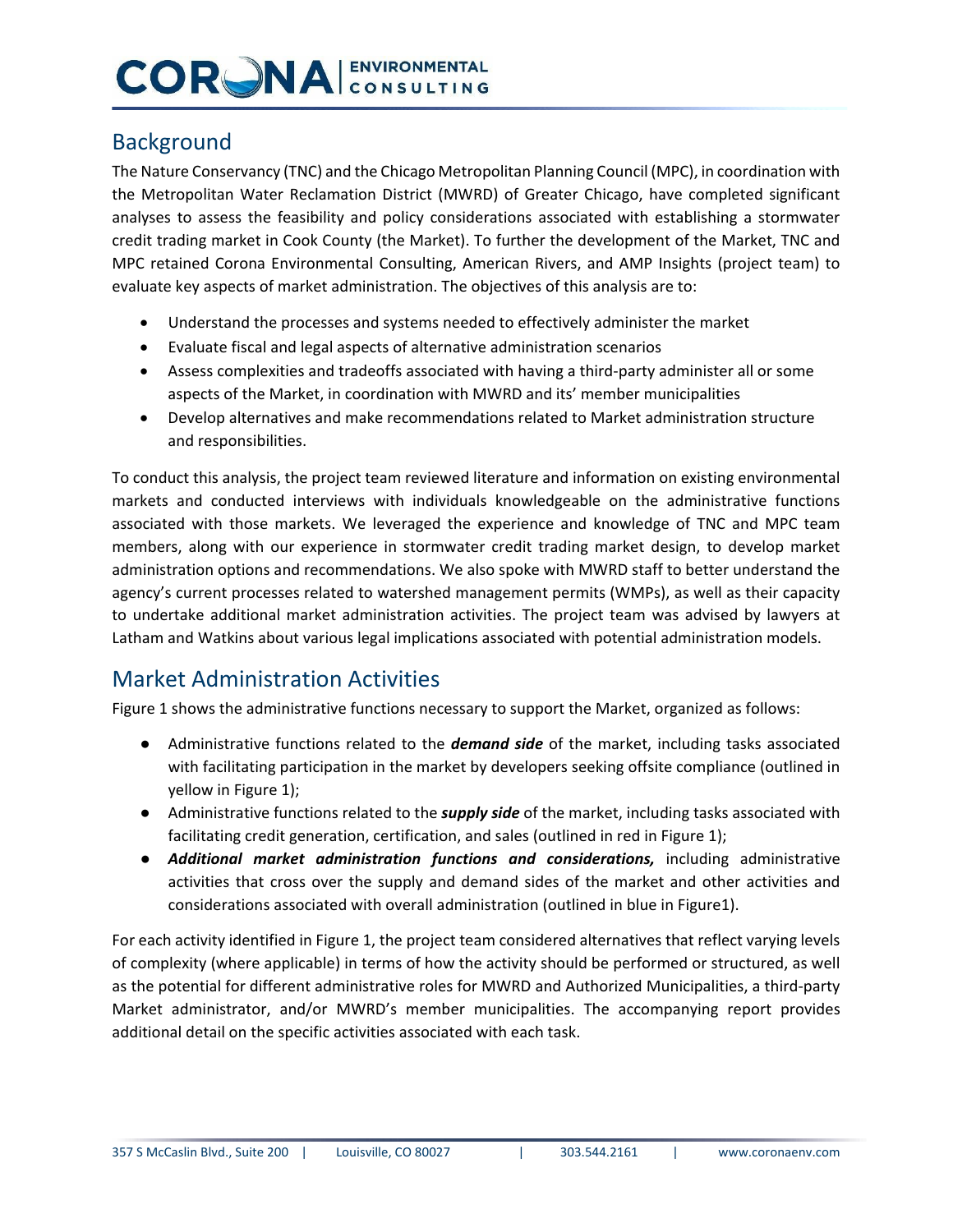## Background

The Nature Conservancy (TNC) and the Chicago Metropolitan Planning Council (MPC), in coordination with the Metropolitan Water Reclamation District (MWRD) of Greater Chicago, have completed significant analyses to assess the feasibility and policy considerations associated with establishing a stormwater credit trading market in Cook County (the Market). To further the development of the Market, TNC and MPC retained Corona Environmental Consulting, American Rivers, and AMP Insights (project team) to evaluate key aspects of market administration. The objectives of this analysis are to:

- Understand the processes and systems needed to effectively administer the market
- Evaluate fiscal and legal aspects of alternative administration scenarios
- Assess complexities and tradeoffs associated with having a third-party administer all or some aspects of the Market, in coordination with MWRD and its' member municipalities
- Develop alternatives and make recommendations related to Market administration structure and responsibilities.

To conduct this analysis, the project team reviewed literature and information on existing environmental markets and conducted interviews with individuals knowledgeable on the administrative functions associated with those markets. We leveraged the experience and knowledge of TNC and MPC team members, along with our experience in stormwater credit trading market design, to develop market administration options and recommendations. We also spoke with MWRD staff to better understand the agency's current processes related to watershed management permits (WMPs), as well as their capacity to undertake additional market administration activities. The project team was advised by lawyers at Latham and Watkins about various legal implications associated with potential administration models.

## Market Administration Activities

Figure 1 shows the administrative functions necessary to support the Market, organized as follows:

- Administrative functions related to the ***demand side*** of the market, including tasks associated with facilitating participation in the market by developers seeking offsite compliance (outlined in yellow in Figure 1);
- Administrative functions related to the ***supply side*** of the market, including tasks associated with facilitating credit generation, certification, and sales (outlined in red in Figure 1);
- ***Additional market administration functions and considerations,*** including administrative activities that cross over the supply and demand sides of the market and other activities and considerations associated with overall administration (outlined in blue in Figure1).

For each activity identified in Figure 1, the project team considered alternatives that reflect varying levels of complexity (where applicable) in terms of how the activity should be performed or structured, as well as the potential for different administrative roles for MWRD and Authorized Municipalities, a third-party Market administrator, and/or MWRD's member municipalities. The accompanying report provides additional detail on the specific activities associated with each task.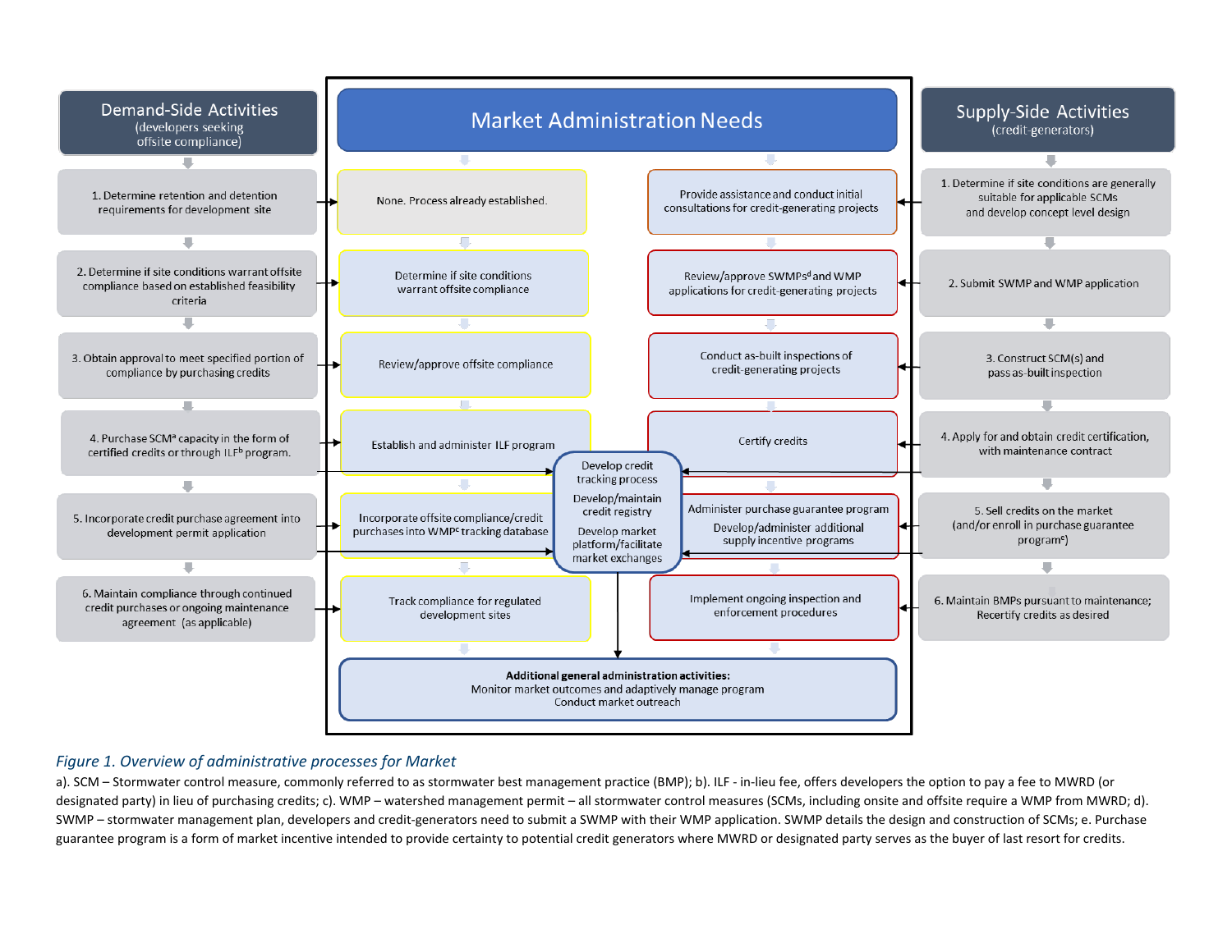## Demand-Side Activities
(developers seeking offsite compliance)

1. Determine retention and detention requirements for development site
2. Determine if site conditions warrant offsite compliance based on established feasibility criteria
3. Obtain approval to meet specified portion of compliance by purchasing credits
4. Purchase SCM[a] capacity in the form of certified credits or through ILF[b] program.
5. Incorporate credit purchase agreement into development permit application
6. Maintain compliance through continued credit purchases or ongoing maintenance agreement (as applicable)

## Market Administration Needs

**Demand-side administration:**

- None. Process already established.
- Determine if site conditions warrant offsite compliance
- Review/approve offsite compliance
- Establish and administer ILF program
- Incorporate offsite compliance/credit purchases into WMP[c] tracking database
- Track compliance for regulated development sites

**Shared:**

- Develop credit tracking process
- Develop/maintain credit registry
- Develop market platform/facilitate market exchanges

**Supply-side administration:**

- Provide assistance and conduct initial consultations for credit-generating projects
- Review/approve SWMPs[d] and WMP applications for credit-generating projects
- Conduct as-built inspections of credit-generating projects
- Certify credits
- Administer purchase guarantee program
- Develop/administer additional supply incentive programs
- Implement ongoing inspection and enforcement procedures

**Additional general administration activities:**
Monitor market outcomes and adaptively manage program
Conduct market outreach

## Supply-Side Activities
(credit-generators)

1. Determine if site conditions are generally suitable for applicable SCMs and develop concept level design
2. Submit SWMP and WMP application
3. Construct SCM(s) and pass as-built inspection
4. Apply for and obtain credit certification, with maintenance contract
5. Sell credits on the market (and/or enroll in purchase guarantee program[e])
6. Maintain BMPs pursuant to maintenance; Recertify credits as desired

*Figure 1. Overview of administrative processes for Market*

a). SCM – Stormwater control measure, commonly referred to as stormwater best management practice (BMP); b). ILF - in-lieu fee, offers developers the option to pay a fee to MWRD (or designated party) in lieu of purchasing credits; c). WMP – watershed management permit – all stormwater control measures (SCMs, including onsite and offsite require a WMP from MWRD; d). SWMP – stormwater management plan, developers and credit-generators need to submit a SWMP with their WMP application. SWMP details the design and construction of SCMs; e. Purchase guarantee program is a form of market incentive intended to provide certainty to potential credit generators where MWRD or designated party serves as the buyer of last resort for credits.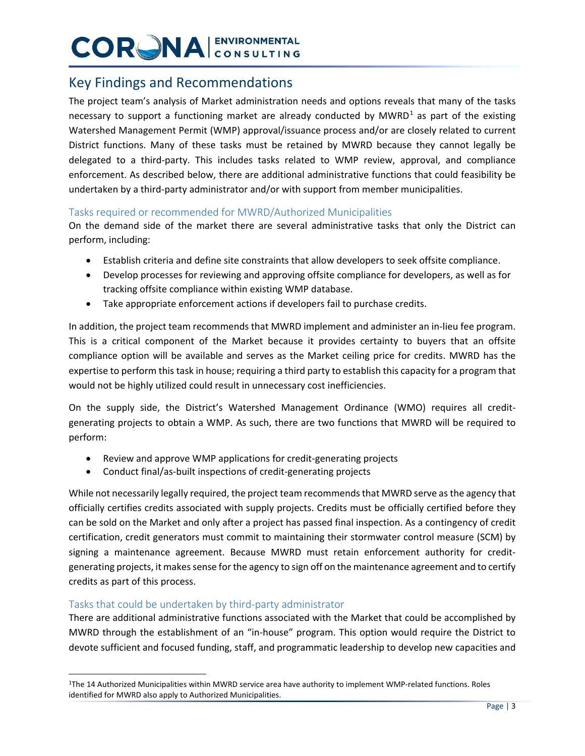## Key Findings and Recommendations

The project team's analysis of Market administration needs and options reveals that many of the tasks necessary to support a functioning market are already conducted by MWRD[1] as part of the existing Watershed Management Permit (WMP) approval/issuance process and/or are closely related to current District functions. Many of these tasks must be retained by MWRD because they cannot legally be delegated to a third-party. This includes tasks related to WMP review, approval, and compliance enforcement. As described below, there are additional administrative functions that could feasibility be undertaken by a third-party administrator and/or with support from member municipalities.

### Tasks required or recommended for MWRD/Authorized Municipalities

On the demand side of the market there are several administrative tasks that only the District can perform, including:

- Establish criteria and define site constraints that allow developers to seek offsite compliance.
- Develop processes for reviewing and approving offsite compliance for developers, as well as for tracking offsite compliance within existing WMP database.
- Take appropriate enforcement actions if developers fail to purchase credits.

In addition, the project team recommends that MWRD implement and administer an in-lieu fee program. This is a critical component of the Market because it provides certainty to buyers that an offsite compliance option will be available and serves as the Market ceiling price for credits. MWRD has the expertise to perform this task in house; requiring a third party to establish this capacity for a program that would not be highly utilized could result in unnecessary cost inefficiencies.

On the supply side, the District's Watershed Management Ordinance (WMO) requires all credit-generating projects to obtain a WMP. As such, there are two functions that MWRD will be required to perform:

- Review and approve WMP applications for credit-generating projects
- Conduct final/as-built inspections of credit-generating projects

While not necessarily legally required, the project team recommends that MWRD serve as the agency that officially certifies credits associated with supply projects. Credits must be officially certified before they can be sold on the Market and only after a project has passed final inspection. As a contingency of credit certification, credit generators must commit to maintaining their stormwater control measure (SCM) by signing a maintenance agreement. Because MWRD must retain enforcement authority for credit-generating projects, it makes sense for the agency to sign off on the maintenance agreement and to certify credits as part of this process.

### Tasks that could be undertaken by third-party administrator

There are additional administrative functions associated with the Market that could be accomplished by MWRD through the establishment of an "in-house" program. This option would require the District to devote sufficient and focused funding, staff, and programmatic leadership to develop new capacities and

[1] The 14 Authorized Municipalities within MWRD service area have authority to implement WMP-related functions. Roles identified for MWRD also apply to Authorized Municipalities.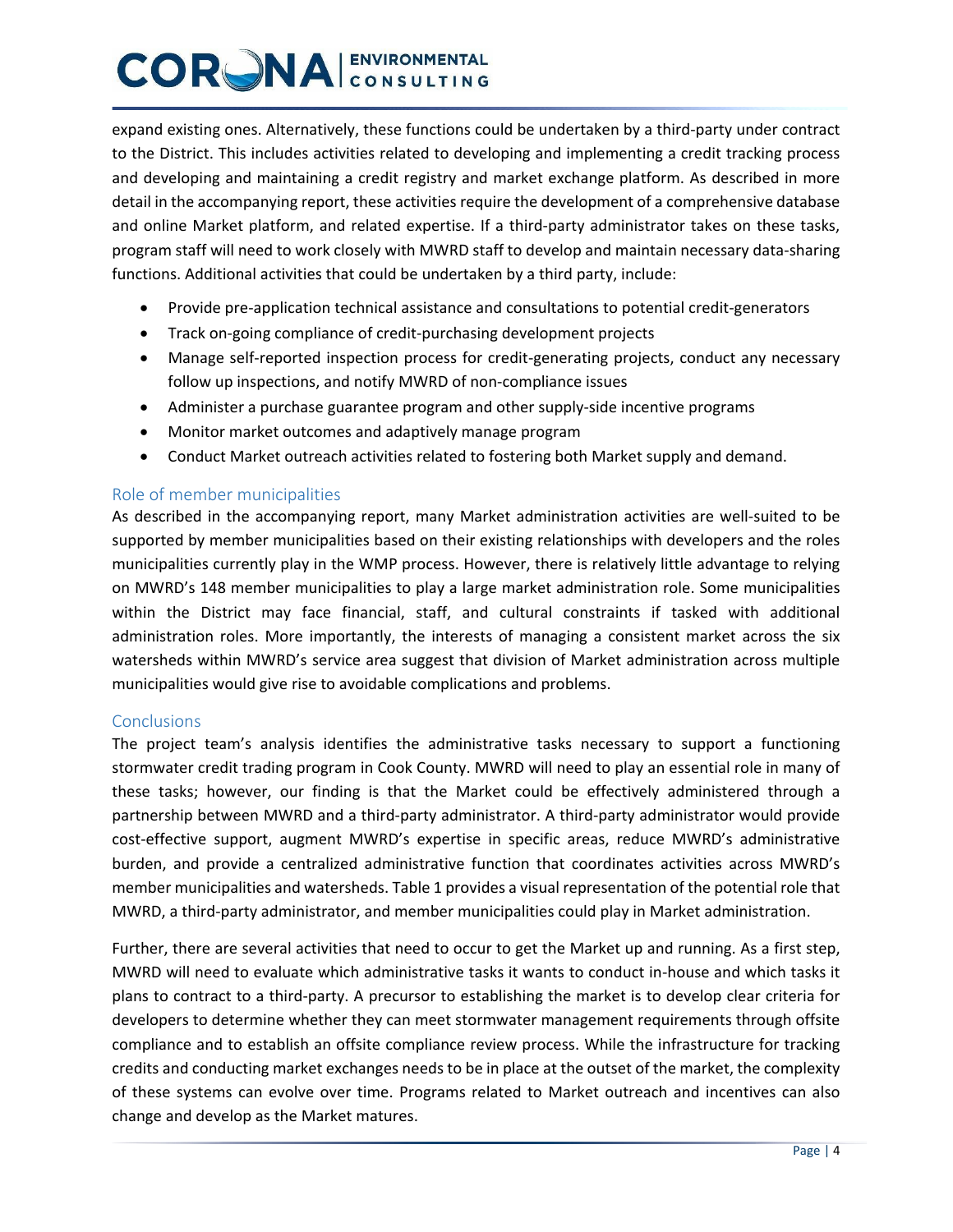expand existing ones. Alternatively, these functions could be undertaken by a third-party under contract to the District. This includes activities related to developing and implementing a credit tracking process and developing and maintaining a credit registry and market exchange platform. As described in more detail in the accompanying report, these activities require the development of a comprehensive database and online Market platform, and related expertise. If a third-party administrator takes on these tasks, program staff will need to work closely with MWRD staff to develop and maintain necessary data-sharing functions. Additional activities that could be undertaken by a third party, include:

- Provide pre-application technical assistance and consultations to potential credit-generators
- Track on-going compliance of credit-purchasing development projects
- Manage self-reported inspection process for credit-generating projects, conduct any necessary follow up inspections, and notify MWRD of non-compliance issues
- Administer a purchase guarantee program and other supply-side incentive programs
- Monitor market outcomes and adaptively manage program
- Conduct Market outreach activities related to fostering both Market supply and demand.

## Role of member municipalities

As described in the accompanying report, many Market administration activities are well-suited to be supported by member municipalities based on their existing relationships with developers and the roles municipalities currently play in the WMP process. However, there is relatively little advantage to relying on MWRD's 148 member municipalities to play a large market administration role. Some municipalities within the District may face financial, staff, and cultural constraints if tasked with additional administration roles. More importantly, the interests of managing a consistent market across the six watersheds within MWRD's service area suggest that division of Market administration across multiple municipalities would give rise to avoidable complications and problems.

## Conclusions

The project team's analysis identifies the administrative tasks necessary to support a functioning stormwater credit trading program in Cook County. MWRD will need to play an essential role in many of these tasks; however, our finding is that the Market could be effectively administered through a partnership between MWRD and a third-party administrator. A third-party administrator would provide cost-effective support, augment MWRD's expertise in specific areas, reduce MWRD's administrative burden, and provide a centralized administrative function that coordinates activities across MWRD's member municipalities and watersheds. Table 1 provides a visual representation of the potential role that MWRD, a third-party administrator, and member municipalities could play in Market administration.

Further, there are several activities that need to occur to get the Market up and running. As a first step, MWRD will need to evaluate which administrative tasks it wants to conduct in-house and which tasks it plans to contract to a third-party. A precursor to establishing the market is to develop clear criteria for developers to determine whether they can meet stormwater management requirements through offsite compliance and to establish an offsite compliance review process. While the infrastructure for tracking credits and conducting market exchanges needs to be in place at the outset of the market, the complexity of these systems can evolve over time. Programs related to Market outreach and incentives can also change and develop as the Market matures.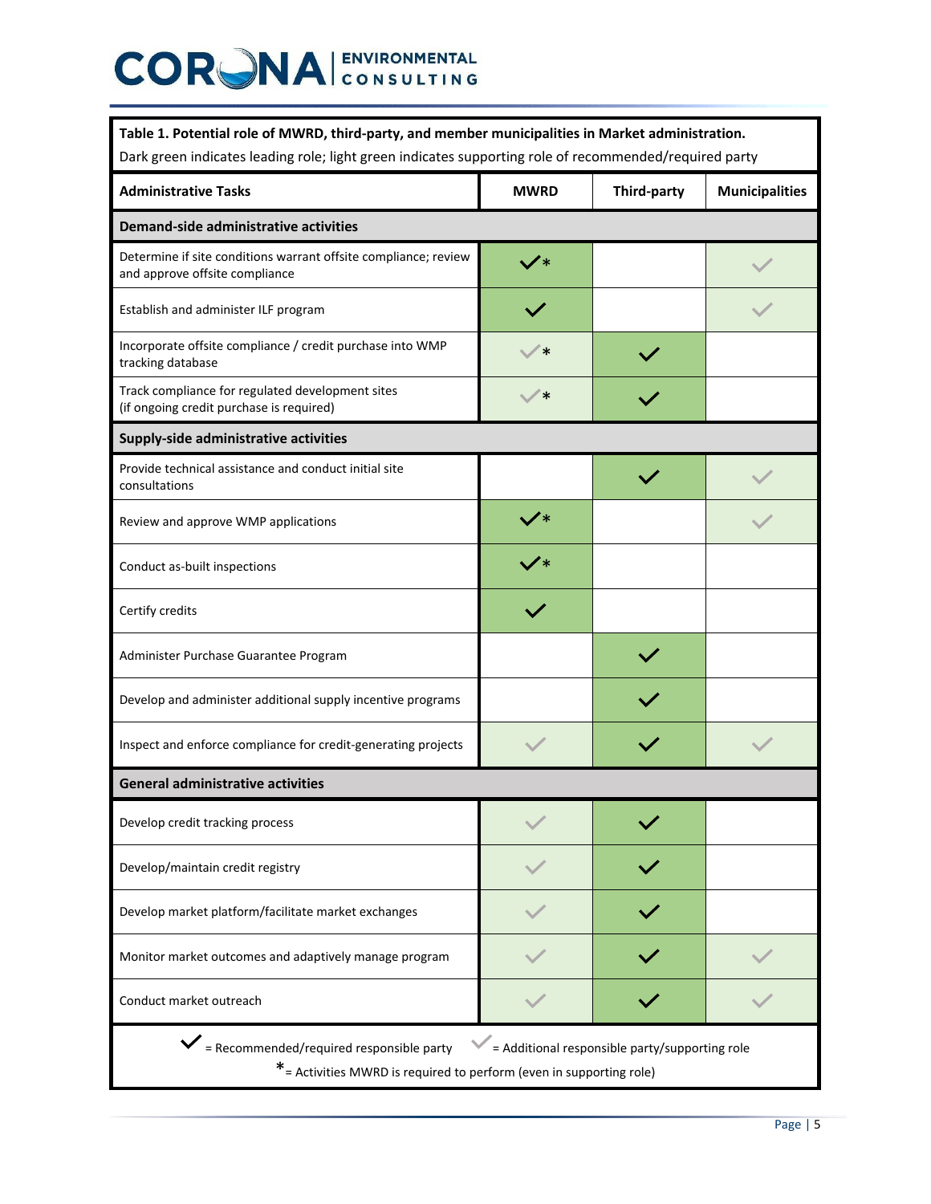**Table 1. Potential role of MWRD, third-party, and member municipalities in Market administration.**
Dark green indicates leading role; light green indicates supporting role of recommended/required party

| Administrative Tasks | MWRD | Third-party | Municipalities |
|---|---|---|---|
| **Demand-side administrative activities** | | | |
| Determine if site conditions warrant offsite compliance; review and approve offsite compliance | ✓* | | ✓ |
| Establish and administer ILF program | ✓ | | ✓ |
| Incorporate offsite compliance / credit purchase into WMP tracking database | ✓* | ✓ | |
| Track compliance for regulated development sites (if ongoing credit purchase is required) | ✓* | ✓ | |
| **Supply-side administrative activities** | | | |
| Provide technical assistance and conduct initial site consultations | | ✓ | ✓ |
| Review and approve WMP applications | ✓* | | ✓ |
| Conduct as-built inspections | ✓* | | |
| Certify credits | ✓ | | |
| Administer Purchase Guarantee Program | | ✓ | |
| Develop and administer additional supply incentive programs | | ✓ | |
| Inspect and enforce compliance for credit-generating projects | ✓ | ✓ | ✓ |
| **General administrative activities** | | | |
| Develop credit tracking process | ✓ | ✓ | |
| Develop/maintain credit registry | ✓ | ✓ | |
| Develop market platform/facilitate market exchanges | ✓ | ✓ | |
| Monitor market outcomes and adaptively manage program | ✓ | ✓ | ✓ |
| Conduct market outreach | ✓ | ✓ | ✓ |

✓ = Recommended/required responsible party ✓ = Additional responsible party/supporting role
* = Activities MWRD is required to perform (even in supporting role)